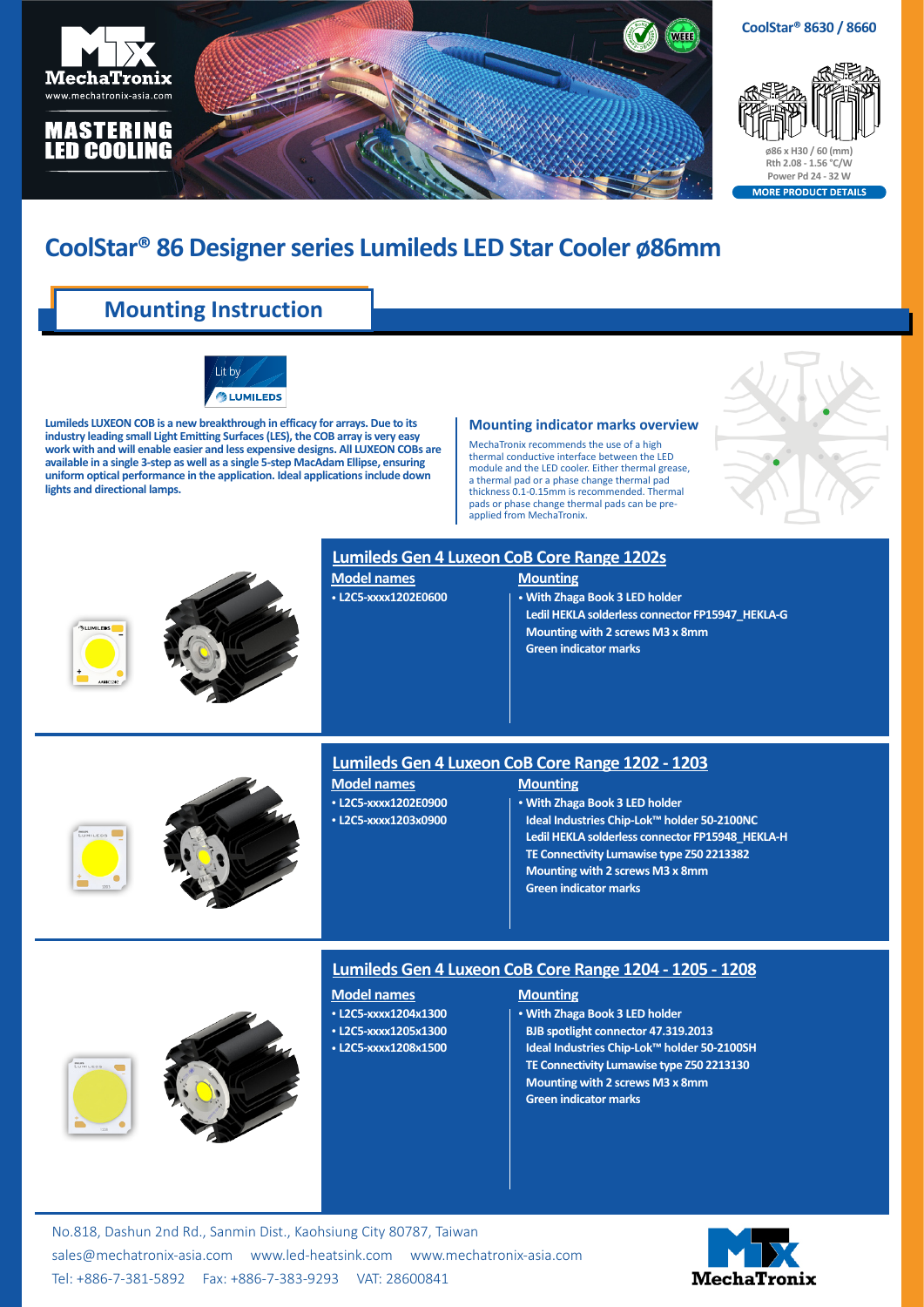MechaTronix
www.mechatronix-asia.com

MASTERING LED COOLING

CoolStar® 8630 / 8660

ø86 x H30 / 60 (mm)
Rth 2.08 - 1.56 °C/W
Power Pd 24 - 32 W

MORE PRODUCT DETAILS

# CoolStar® 86 Designer series Lumileds LED Star Cooler ø86mm

## Mounting Instruction

Lit by LUMILEDS

**Lumileds LUXEON COB is a new breakthrough in efficacy for arrays. Due to its industry leading small Light Emitting Surfaces (LES), the COB array is very easy work with and will enable easier and less expensive designs. All LUXEON COBs are available in a single 3-step as well as a single 5-step MacAdam Ellipse, ensuring uniform optical performance in the application. Ideal applications include down lights and directional lamps.**

### Mounting indicator marks overview

MechaTronix recommends the use of a high thermal conductive interface between the LED module and the LED cooler. Either thermal grease, a thermal pad or a phase change thermal pad thickness 0.1-0.15mm is recommended. Thermal pads or phase change thermal pads can be pre-applied from MechaTronix.

### Lumileds Gen 4 Luxeon CoB Core Range 1202s

**Model names**

- L2C5-xxxx1202E0600

**Mounting**

- With Zhaga Book 3 LED holder
  Ledil HEKLA solderless connector FP15947_HEKLA-G
  Mounting with 2 screws M3 x 8mm
  Green indicator marks

### Lumileds Gen 4 Luxeon CoB Core Range 1202 - 1203

**Model names**

- L2C5-xxxx1202E0900
- L2C5-xxxx1203x0900

**Mounting**

- With Zhaga Book 3 LED holder
  Ideal Industries Chip-Lok™ holder 50-2100NC
  Ledil HEKLA solderless connector FP15948_HEKLA-H
  TE Connectivity Lumawise type Z50 2213382
  Mounting with 2 screws M3 x 8mm
  Green indicator marks

### Lumileds Gen 4 Luxeon CoB Core Range 1204 - 1205 - 1208

**Model names**

- L2C5-xxxx1204x1300
- L2C5-xxxx1205x1300
- L2C5-xxxx1208x1500

**Mounting**

- With Zhaga Book 3 LED holder
  BJB spotlight connector 47.319.2013
  Ideal Industries Chip-Lok™ holder 50-2100SH
  TE Connectivity Lumawise type Z50 2213130
  Mounting with 2 screws M3 x 8mm
  Green indicator marks

No.818, Dashun 2nd Rd., Sanmin Dist., Kaohsiung City 80787, Taiwan
sales@mechatronix-asia.com www.led-heatsink.com www.mechatronix-asia.com
Tel: +886-7-381-5892 Fax: +886-7-383-9293 VAT: 28600841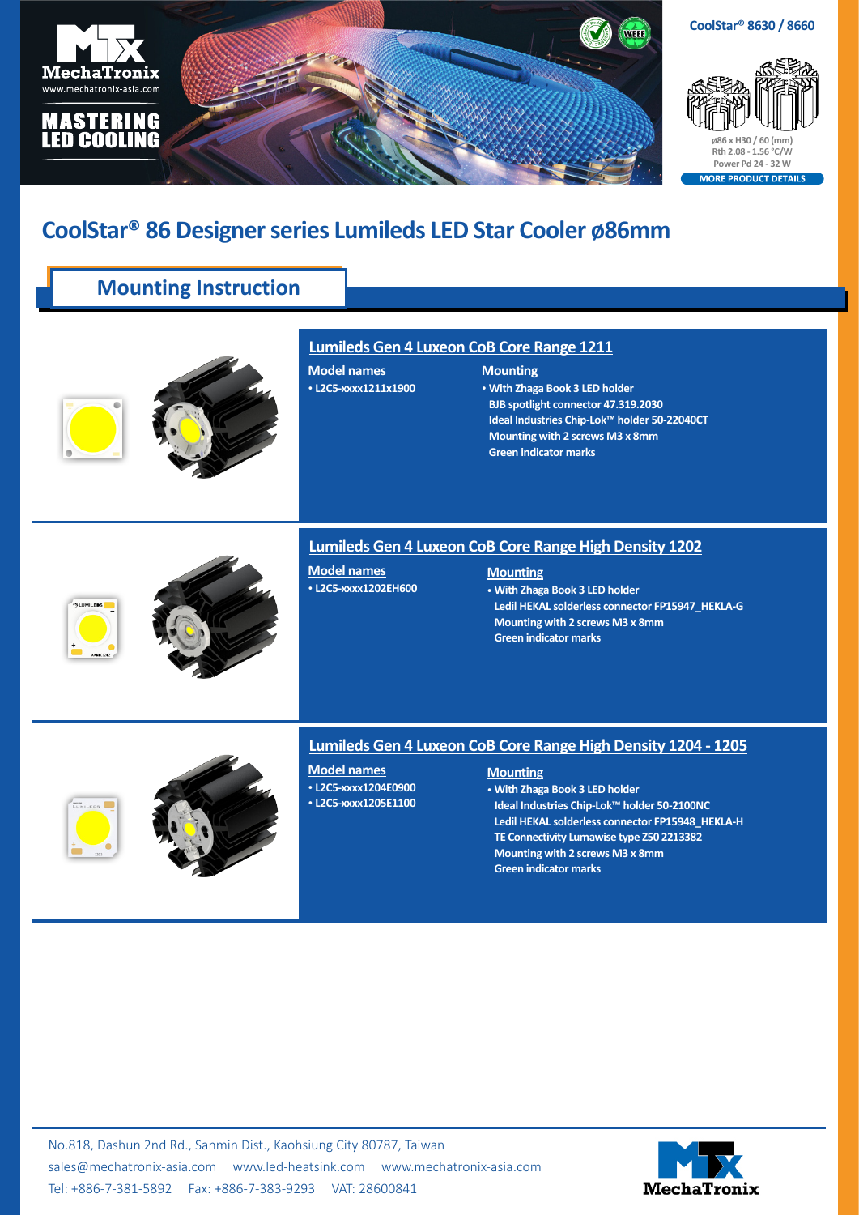CoolStar® 8630 / 8660

ø86 x H30 / 60 (mm)
Rth 2.08 - 1.56 °C/W
Power Pd 24 - 32 W

MORE PRODUCT DETAILS

# CoolStar® 86 Designer series Lumileds LED Star Cooler ø86mm

## Mounting Instruction

### Lumileds Gen 4 Luxeon CoB Core Range 1211

**Model names**

- L2C5-xxxx1211x1900

**Mounting**

- With Zhaga Book 3 LED holder
  BJB spotlight connector 47.319.2030
  Ideal Industries Chip-Lok™ holder 50-22040CT
  Mounting with 2 screws M3 x 8mm
  Green indicator marks

### Lumileds Gen 4 Luxeon CoB Core Range High Density 1202

**Model names**

- L2C5-xxxx1202EH600

**Mounting**

- With Zhaga Book 3 LED holder
  Ledil HEKAL solderless connector FP15947_HEKLA-G
  Mounting with 2 screws M3 x 8mm
  Green indicator marks

### Lumileds Gen 4 Luxeon CoB Core Range High Density 1204 - 1205

**Model names**

- L2C5-xxxx1204E0900
- L2C5-xxxx1205E1100

**Mounting**

- With Zhaga Book 3 LED holder
  Ideal Industries Chip-Lok™ holder 50-2100NC
  Ledil HEKAL solderless connector FP15948_HEKLA-H
  TE Connectivity Lumawise type Z50 2213382
  Mounting with 2 screws M3 x 8mm
  Green indicator marks

No.818, Dashun 2nd Rd., Sanmin Dist., Kaohsiung City 80787, Taiwan
sales@mechatronix-asia.com www.led-heatsink.com www.mechatronix-asia.com
Tel: +886-7-381-5892 Fax: +886-7-383-9293 VAT: 28600841